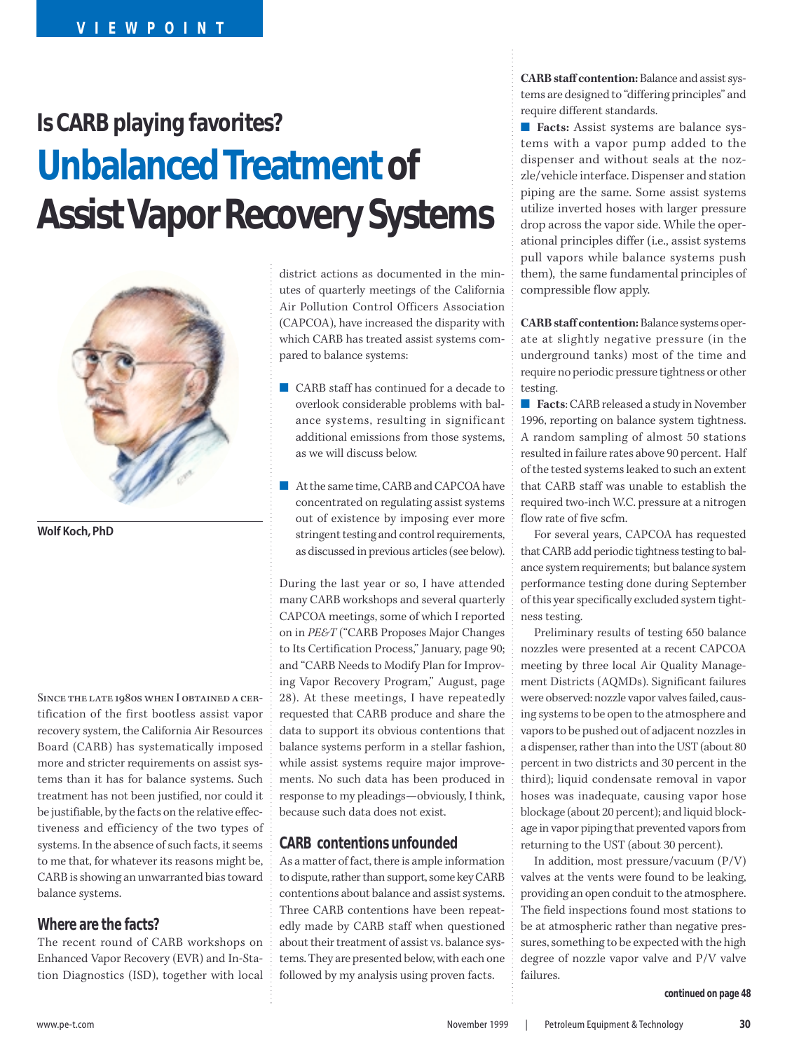VIEWPOINT

## Is CARB playing favorites?

# Unbalanced Treatment of Assist Vapor Recovery Systems

**Wolf Koch, PhD**

Since the late 1980s when I obtained a certification of the first bootless assist vapor recovery system, the California Air Resources Board (CARB) has systematically imposed more and stricter requirements on assist systems than it has for balance systems. Such treatment has not been justified, nor could it be justifiable, by the facts on the relative effectiveness and efficiency of the two types of systems. In the absence of such facts, it seems to me that, for whatever its reasons might be, CARB is showing an unwarranted bias toward balance systems.

## Where are the facts?

The recent round of CARB workshops on Enhanced Vapor Recovery (EVR) and In-Station Diagnostics (ISD), together with local district actions as documented in the minutes of quarterly meetings of the California Air Pollution Control Officers Association (CAPCOA), have increased the disparity with which CARB has treated assist systems compared to balance systems:

- CARB staff has continued for a decade to overlook considerable problems with balance systems, resulting in significant additional emissions from those systems, as we will discuss below.
- At the same time, CARB and CAPCOA have concentrated on regulating assist systems out of existence by imposing ever more stringent testing and control requirements, as discussed in previous articles (see below).

During the last year or so, I have attended many CARB workshops and several quarterly CAPCOA meetings, some of which I reported on in *PE&T* ("CARB Proposes Major Changes to Its Certification Process," January, page 90; and "CARB Needs to Modify Plan for Improving Vapor Recovery Program," August, page 28). At these meetings, I have repeatedly requested that CARB produce and share the data to support its obvious contentions that balance systems perform in a stellar fashion, while assist systems require major improvements. No such data has been produced in response to my pleadings—obviously, I think, because such data does not exist.

## CARB contentions unfounded

As a matter of fact, there is ample information to dispute, rather than support, some key CARB contentions about balance and assist systems. Three CARB contentions have been repeatedly made by CARB staff when questioned about their treatment of assist vs. balance systems. They are presented below, with each one followed by my analysis using proven facts.

**CARB staff contention:** Balance and assist systems are designed to "differing principles" and require different standards.

- **Facts:** Assist systems are balance systems with a vapor pump added to the dispenser and without seals at the nozzle/vehicle interface. Dispenser and station piping are the same. Some assist systems utilize inverted hoses with larger pressure drop across the vapor side. While the operational principles differ (i.e., assist systems pull vapors while balance systems push them), the same fundamental principles of compressible flow apply.

**CARB staff contention:** Balance systems operate at slightly negative pressure (in the underground tanks) most of the time and require no periodic pressure tightness or other testing.

- **Facts**: CARB released a study in November 1996, reporting on balance system tightness. A random sampling of almost 50 stations resulted in failure rates above 90 percent. Half of the tested systems leaked to such an extent that CARB staff was unable to establish the required two-inch W.C. pressure at a nitrogen flow rate of five scfm.

For several years, CAPCOA has requested that CARB add periodic tightness testing to balance system requirements; but balance system performance testing done during September of this year specifically excluded system tightness testing.

Preliminary results of testing 650 balance nozzles were presented at a recent CAPCOA meeting by three local Air Quality Management Districts (AQMDs). Significant failures were observed: nozzle vapor valves failed, causing systems to be open to the atmosphere and vapors to be pushed out of adjacent nozzles in a dispenser, rather than into the UST (about 80 percent in two districts and 30 percent in the third); liquid condensate removal in vapor hoses was inadequate, causing vapor hose blockage (about 20 percent); and liquid blockage in vapor piping that prevented vapors from returning to the UST (about 30 percent).

In addition, most pressure/vacuum (P/V) valves at the vents were found to be leaking, providing an open conduit to the atmosphere. The field inspections found most stations to be at atmospheric rather than negative pressures, something to be expected with the high degree of nozzle vapor valve and P/V valve failures.

*continued on page 48*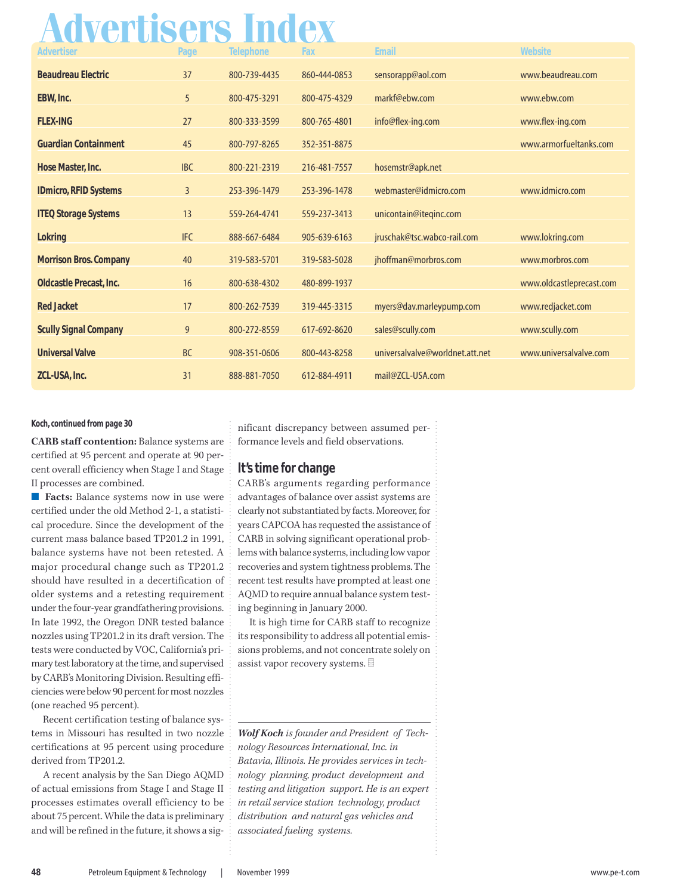# Advertisers Index

| Advertiser | Page | Telephone | Fax | Email | Website |
|---|---|---|---|---|---|
| **Beaudreau Electric** | 37 | 800-739-4435 | 860-444-0853 | sensorapp@aol.com | www.beaudreau.com |
| **EBW, Inc.** | 5 | 800-475-3291 | 800-475-4329 | markf@ebw.com | www.ebw.com |
| **FLEX-ING** | 27 | 800-333-3599 | 800-765-4801 | info@flex-ing.com | www.flex-ing.com |
| **Guardian Containment** | 45 | 800-797-8265 | 352-351-8875 | | www.armorfueltanks.com |
| **Hose Master, Inc.** | IBC | 800-221-2319 | 216-481-7557 | hosemstr@apk.net | |
| **IDmicro, RFID Systems** | 3 | 253-396-1479 | 253-396-1478 | webmaster@idmicro.com | www.idmicro.com |
| **ITEQ Storage Systems** | 13 | 559-264-4741 | 559-237-3413 | unicontain@iteqinc.com | |
| **Lokring** | IFC | 888-667-6484 | 905-639-6163 | jruschak@tsc.wabco-rail.com | www.lokring.com |
| **Morrison Bros. Company** | 40 | 319-583-5701 | 319-583-5028 | jhoffman@morbros.com | www.morbros.com |
| **Oldcastle Precast, Inc.** | 16 | 800-638-4302 | 480-899-1937 | | www.oldcastleprecast.com |
| **Red Jacket** | 17 | 800-262-7539 | 319-445-3315 | myers@dav.marleypump.com | www.redjacket.com |
| **Scully Signal Company** | 9 | 800-272-8559 | 617-692-8620 | sales@scully.com | www.scully.com |
| **Universal Valve** | BC | 908-351-0606 | 800-443-8258 | universalvalve@worldnet.att.net | www.universalvalve.com |
| **ZCL-USA, Inc.** | 31 | 888-881-7050 | 612-884-4911 | mail@ZCL-USA.com | |

**Koch, continued from page 30**

**CARB staff contention:** Balance systems are certified at 95 percent and operate at 90 percent overall efficiency when Stage I and Stage II processes are combined.

■ **Facts:** Balance systems now in use were certified under the old Method 2-1, a statistical procedure. Since the development of the current mass balance based TP201.2 in 1991, balance systems have not been retested. A major procedural change such as TP201.2 should have resulted in a decertification of older systems and a retesting requirement under the four-year grandfathering provisions. In late 1992, the Oregon DNR tested balance nozzles using TP201.2 in its draft version. The tests were conducted by VOC, California's primary test laboratory at the time, and supervised by CARB's Monitoring Division. Resulting efficiencies were below 90 percent for most nozzles (one reached 95 percent).

Recent certification testing of balance systems in Missouri has resulted in two nozzle certifications at 95 percent using procedure derived from TP201.2.

A recent analysis by the San Diego AQMD of actual emissions from Stage I and Stage II processes estimates overall efficiency to be about 75 percent. While the data is preliminary and will be refined in the future, it shows a significant discrepancy between assumed performance levels and field observations.

## It's time for change

CARB's arguments regarding performance advantages of balance over assist systems are clearly not substantiated by facts. Moreover, for years CAPCOA has requested the assistance of CARB in solving significant operational problems with balance systems, including low vapor recoveries and system tightness problems. The recent test results have prompted at least one AQMD to require annual balance system testing beginning in January 2000.

It is high time for CARB staff to recognize its responsibility to address all potential emissions problems, and not concentrate solely on assist vapor recovery systems.

***Wolf Koch*** *is founder and President of Technology Resources International, Inc. in Batavia, Illinois. He provides services in technology planning, product development and testing and litigation support. He is an expert in retail service station technology, product distribution and natural gas vehicles and associated fueling systems.*